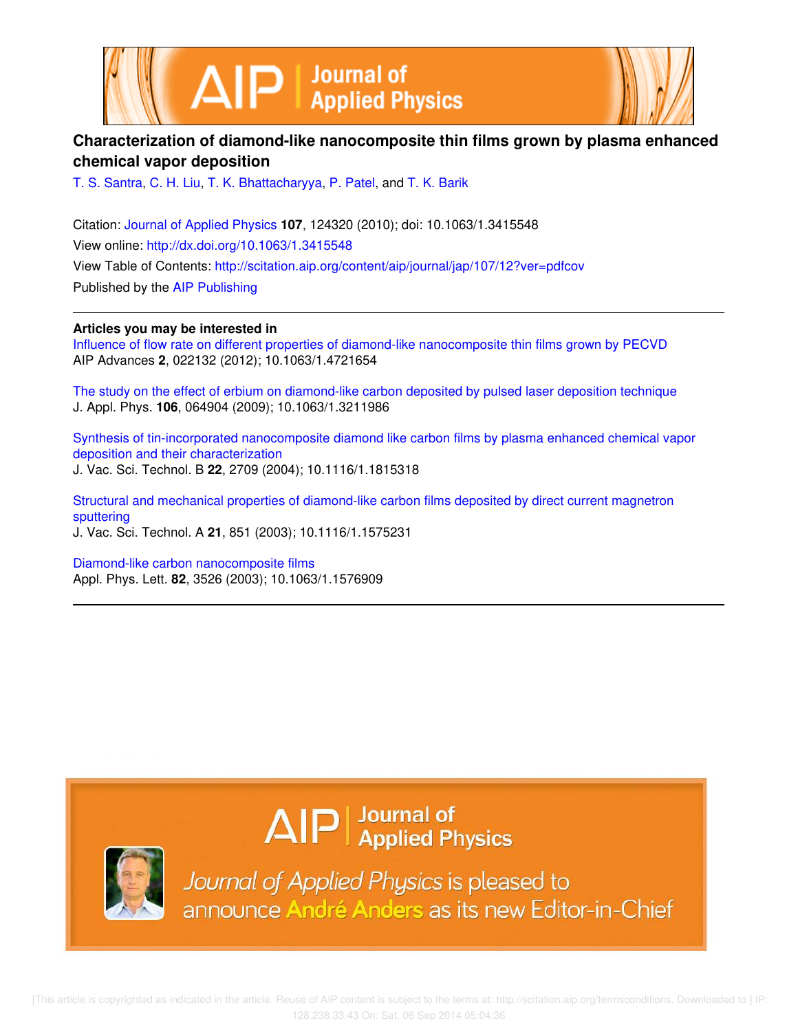# Characterization of diamond-like nanocomposite thin films grown by plasma enhanced chemical vapor deposition

T. S. Santra, C. H. Liu, T. K. Bhattacharyya, P. Patel, and T. K. Barik

Citation: Journal of Applied Physics **107**, 124320 (2010); doi: 10.1063/1.3415548

View online: http://dx.doi.org/10.1063/1.3415548

View Table of Contents: http://scitation.aip.org/content/aip/journal/jap/107/12?ver=pdfcov

Published by the AIP Publishing

---

**Articles you may be interested in**

Influence of flow rate on different properties of diamond-like nanocomposite thin films grown by PECVD
AIP Advances **2**, 022132 (2012); 10.1063/1.4721654

The study on the effect of erbium on diamond-like carbon deposited by pulsed laser deposition technique
J. Appl. Phys. **106**, 064904 (2009); 10.1063/1.3211986

Synthesis of tin-incorporated nanocomposite diamond like carbon films by plasma enhanced chemical vapor deposition and their characterization
J. Vac. Sci. Technol. B **22**, 2709 (2004); 10.1116/1.1815318

Structural and mechanical properties of diamond-like carbon films deposited by direct current magnetron sputtering
J. Vac. Sci. Technol. A **21**, 851 (2003); 10.1116/1.1575231

Diamond-like carbon nanocomposite films
Appl. Phys. Lett. **82**, 3526 (2003); 10.1063/1.1576909

---

AIP | Journal of Applied Physics

*Journal of Applied Physics* is pleased to announce **André Anders** as its new Editor-in-Chief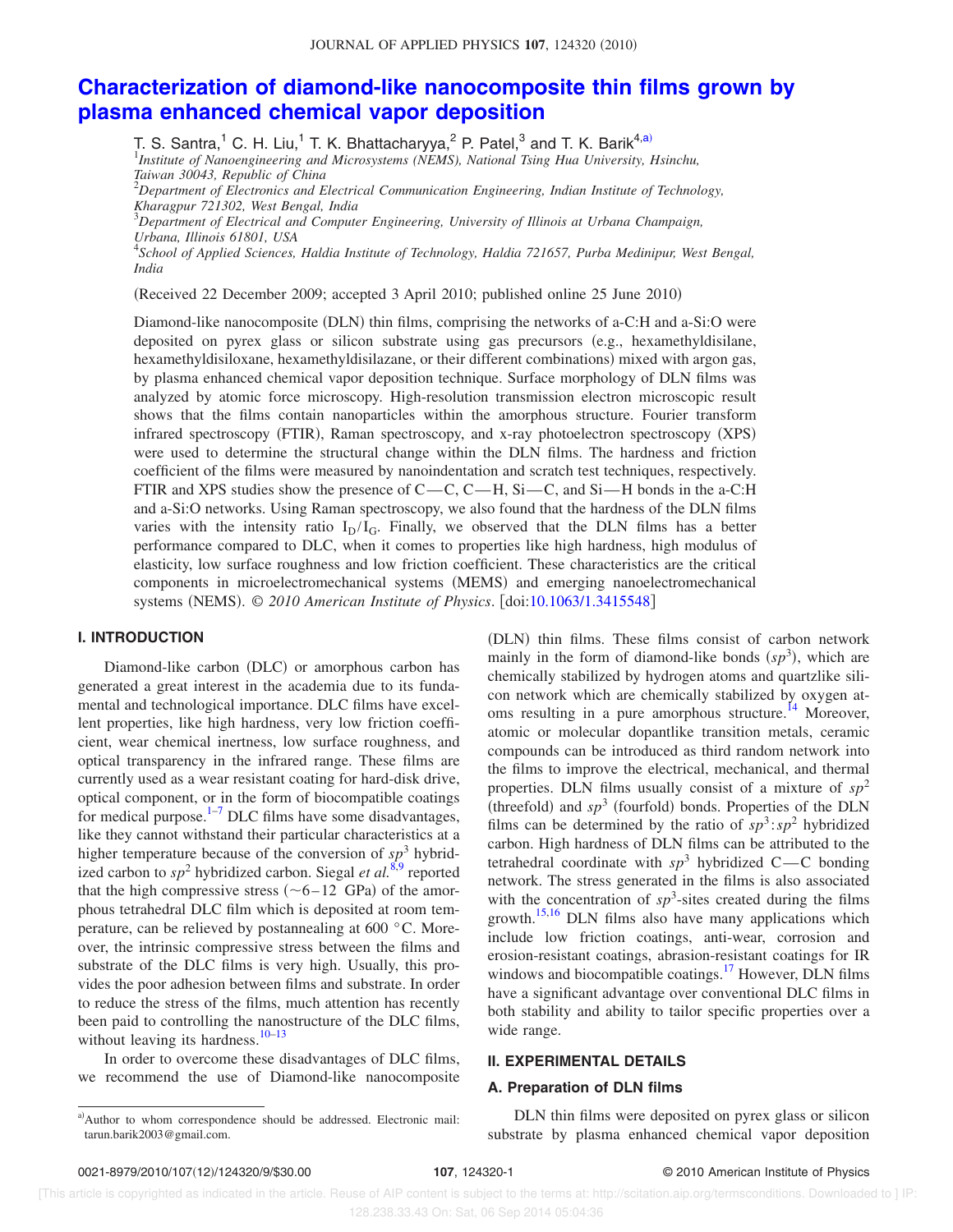# Characterization of diamond-like nanocomposite thin films grown by plasma enhanced chemical vapor deposition

T. S. Santra,[1] C. H. Liu,[1] T. K. Bhattacharyya,[2] P. Patel,[3] and T. K. Barik[4,a)]

[1]*Institute of Nanoengineering and Microsystems (NEMS), National Tsing Hua University, Hsinchu, Taiwan 30043, Republic of China*

[2]*Department of Electronics and Electrical Communication Engineering, Indian Institute of Technology, Kharagpur 721302, West Bengal, India*

[3]*Department of Electrical and Computer Engineering, University of Illinois at Urbana Champaign, Urbana, Illinois 61801, USA*

[4]*School of Applied Sciences, Haldia Institute of Technology, Haldia 721657, Purba Medinipur, West Bengal, India*

(Received 22 December 2009; accepted 3 April 2010; published online 25 June 2010)

Diamond-like nanocomposite (DLN) thin films, comprising the networks of a-C:H and a-Si:O were deposited on pyrex glass or silicon substrate using gas precursors (e.g., hexamethyldisilane, hexamethyldisiloxane, hexamethyldisilazane, or their different combinations) mixed with argon gas, by plasma enhanced chemical vapor deposition technique. Surface morphology of DLN films was analyzed by atomic force microscopy. High-resolution transmission electron microscopic result shows that the films contain nanoparticles within the amorphous structure. Fourier transform infrared spectroscopy (FTIR), Raman spectroscopy, and x-ray photoelectron spectroscopy (XPS) were used to determine the structural change within the DLN films. The hardness and friction coefficient of the films were measured by nanoindentation and scratch test techniques, respectively. FTIR and XPS studies show the presence of C—C, C—H, Si—C, and Si—H bonds in the a-C:H and a-Si:O networks. Using Raman spectroscopy, we also found that the hardness of the DLN films varies with the intensity ratio $I_D/I_G$. Finally, we observed that the DLN films has a better performance compared to DLC, when it comes to properties like high hardness, high modulus of elasticity, low surface roughness and low friction coefficient. These characteristics are the critical components in microelectromechanical systems (MEMS) and emerging nanoelectromechanical systems (NEMS). © *2010 American Institute of Physics*. [doi:10.1063/1.3415548]

## I. INTRODUCTION

Diamond-like carbon (DLC) or amorphous carbon has generated a great interest in the academia due to its fundamental and technological importance. DLC films have excellent properties, like high hardness, very low friction coefficient, wear chemical inertness, low surface roughness, and optical transparency in the infrared range. These films are currently used as a wear resistant coating for hard-disk drive, optical component, or in the form of biocompatible coatings for medical purpose.[1–7] DLC films have some disadvantages, like they cannot withstand their particular characteristics at a higher temperature because of the conversion of $sp^3$ hybridized carbon to $sp^2$ hybridized carbon. Siegal *et al.*[8,9] reported that the high compressive stress (~6–12 GPa) of the amorphous tetrahedral DLC film which is deposited at room temperature, can be relieved by postannealing at 600 °C. Moreover, the intrinsic compressive stress between the films and substrate of the DLC films is very high. Usually, this provides the poor adhesion between films and substrate. In order to reduce the stress of the films, much attention has recently been paid to controlling the nanostructure of the DLC films, without leaving its hardness.[10–13]

In order to overcome these disadvantages of DLC films, we recommend the use of Diamond-like nanocomposite (DLN) thin films. These films consist of carbon network mainly in the form of diamond-like bonds ($sp^3$), which are chemically stabilized by hydrogen atoms and quartzlike silicon network which are chemically stabilized by oxygen atoms resulting in a pure amorphous structure.[14] Moreover, atomic or molecular dopantlike transition metals, ceramic compounds can be introduced as third random network into the films to improve the electrical, mechanical, and thermal properties. DLN films usually consist of a mixture of $sp^2$ (threefold) and $sp^3$ (fourfold) bonds. Properties of the DLN films can be determined by the ratio of $sp^3$:$sp^2$ hybridized carbon. High hardness of DLN films can be attributed to the tetrahedral coordinate with $sp^3$ hybridized C—C bonding network. The stress generated in the films is also associated with the concentration of $sp^3$-sites created during the films growth.[15,16] DLN films also have many applications which include low friction coatings, anti-wear, corrosion and erosion-resistant coatings, abrasion-resistant coatings for IR windows and biocompatible coatings.[17] However, DLN films have a significant advantage over conventional DLC films in both stability and ability to tailor specific properties over a wide range.

## II. EXPERIMENTAL DETAILS

### A. Preparation of DLN films

DLN thin films were deposited on pyrex glass or silicon substrate by plasma enhanced chemical vapor deposition

[a)]Author to whom correspondence should be addressed. Electronic mail: tarun.barik2003@gmail.com.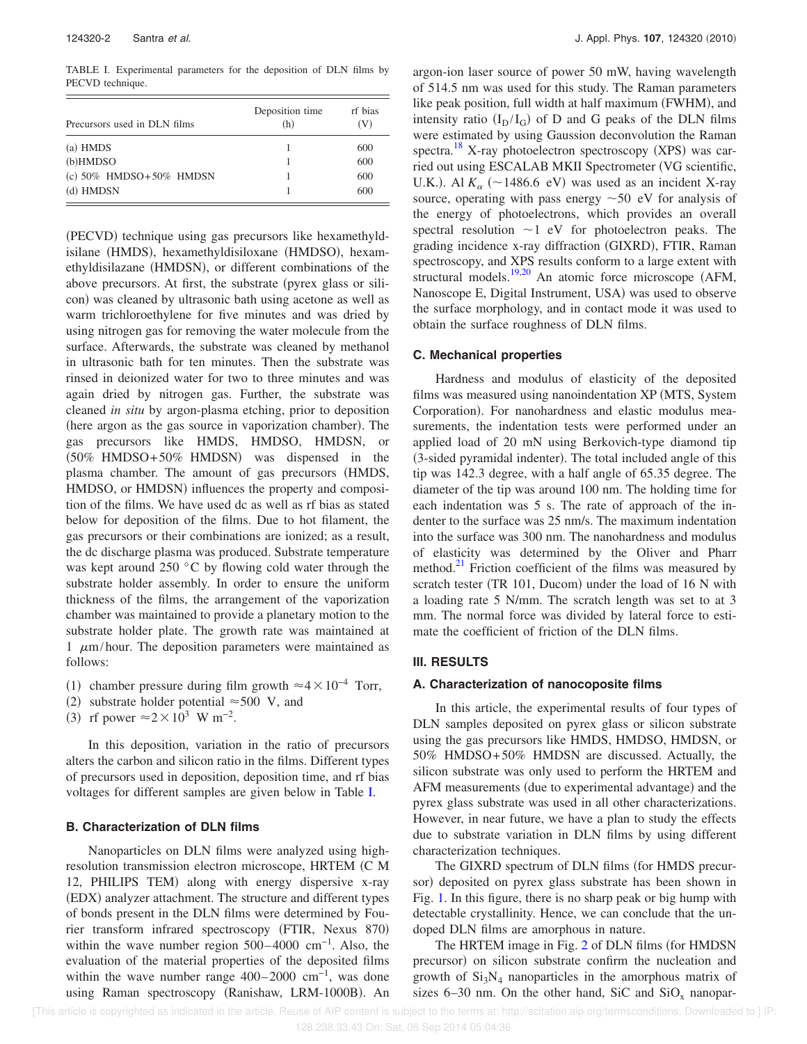TABLE I. Experimental parameters for the deposition of DLN films by PECVD technique.

| Precursors used in DLN films | Deposition time (h) | rf bias (V) |
| --- | --- | --- |
| (a) HMDS | 1 | 600 |
| (b)HMDSO | 1 | 600 |
| (c) 50% HMDSO+50% HMDSN | 1 | 600 |
| (d) HMDSN | 1 | 600 |

(PECVD) technique using gas precursors like hexamethyldisilane (HMDS), hexamethyldisiloxane (HMDSO), hexamethyldisilazane (HMDSN), or different combinations of the above precursors. At first, the substrate (pyrex glass or silicon) was cleaned by ultrasonic bath using acetone as well as warm trichloroethylene for five minutes and was dried by using nitrogen gas for removing the water molecule from the surface. Afterwards, the substrate was cleaned by methanol in ultrasonic bath for ten minutes. Then the substrate was rinsed in deionized water for two to three minutes and was again dried by nitrogen gas. Further, the substrate was cleaned *in situ* by argon-plasma etching, prior to deposition (here argon as the gas source in vaporization chamber). The gas precursors like HMDS, HMDSO, HMDSN, or (50% HMDSO+50% HMDSN) was dispensed in the plasma chamber. The amount of gas precursors (HMDS, HMDSO, or HMDSN) influences the property and composition of the films. We have used dc as well as rf bias as stated below for deposition of the films. Due to hot filament, the gas precursors or their combinations are ionized; as a result, the dc discharge plasma was produced. Substrate temperature was kept around 250 °C by flowing cold water through the substrate holder assembly. In order to ensure the uniform thickness of the films, the arrangement of the vaporization chamber was maintained to provide a planetary motion to the substrate holder plate. The growth rate was maintained at 1 $\mu$m/hour. The deposition parameters were maintained as follows:

(1) chamber pressure during film growth $\approx 4 \times 10^{-4}$ Torr,
(2) substrate holder potential $\approx 500$ V, and
(3) rf power $\approx 2 \times 10^{3}$ W m$^{-2}$.

In this deposition, variation in the ratio of precursors alters the carbon and silicon ratio in the films. Different types of precursors used in deposition, deposition time, and rf bias voltages for different samples are given below in Table I.

### B. Characterization of DLN films

Nanoparticles on DLN films were analyzed using high-resolution transmission electron microscope, HRTEM (C M 12, PHILIPS TEM) along with energy dispersive x-ray (EDX) analyzer attachment. The structure and different types of bonds present in the DLN films were determined by Fourier transform infrared spectroscopy (FTIR, Nexus 870) within the wave number region 500–4000 cm$^{-1}$. Also, the evaluation of the material properties of the deposited films within the wave number range 400–2000 cm$^{-1}$, was done using Raman spectroscopy (Ranishaw, LRM-1000B). An argon-ion laser source of power 50 mW, having wavelength of 514.5 nm was used for this study. The Raman parameters like peak position, full width at half maximum (FWHM), and intensity ratio ($I_D/I_G$) of D and G peaks of the DLN films were estimated by using Gaussion deconvolution the Raman spectra.[18] X-ray photoelectron spectroscopy (XPS) was carried out using ESCALAB MKII Spectrometer (VG scientific, U.K.). Al $K_\alpha$ ($\sim$1486.6 eV) was used as an incident X-ray source, operating with pass energy $\sim$50 eV for analysis of the energy of photoelectrons, which provides an overall spectral resolution $\sim$1 eV for photoelectron peaks. The grading incidence x-ray diffraction (GIXRD), FTIR, Raman spectroscopy, and XPS results conform to a large extent with structural models.[19,20] An atomic force microscope (AFM, Nanoscope E, Digital Instrument, USA) was used to observe the surface morphology, and in contact mode it was used to obtain the surface roughness of DLN films.

### C. Mechanical properties

Hardness and modulus of elasticity of the deposited films was measured using nanoindentation XP (MTS, System Corporation). For nanohardness and elastic modulus measurements, the indentation tests were performed under an applied load of 20 mN using Berkovich-type diamond tip (3-sided pyramidal indenter). The total included angle of this tip was 142.3 degree, with a half angle of 65.35 degree. The diameter of the tip was around 100 nm. The holding time for each indentation was 5 s. The rate of approach of the indenter to the surface was 25 nm/s. The maximum indentation into the surface was 300 nm. The nanohardness and modulus of elasticity was determined by the Oliver and Pharr method.[21] Friction coefficient of the films was measured by scratch tester (TR 101, Ducom) under the load of 16 N with a loading rate 5 N/mm. The scratch length was set to at 3 mm. The normal force was divided by lateral force to estimate the coefficient of friction of the DLN films.

## III. RESULTS

### A. Characterization of nanocoposite films

In this article, the experimental results of four types of DLN samples deposited on pyrex glass or silicon substrate using the gas precursors like HMDS, HMDSO, HMDSN, or 50% HMDSO+50% HMDSN are discussed. Actually, the silicon substrate was only used to perform the HRTEM and AFM measurements (due to experimental advantage) and the pyrex glass substrate was used in all other characterizations. However, in near future, we have a plan to study the effects due to substrate variation in DLN films by using different characterization techniques.

The GIXRD spectrum of DLN films (for HMDS precursor) deposited on pyrex glass substrate has been shown in Fig. 1. In this figure, there is no sharp peak or big hump with detectable crystallinity. Hence, we can conclude that the undoped DLN films are amorphous in nature.

The HRTEM image in Fig. 2 of DLN films (for HMDSN precursor) on silicon substrate confirm the nucleation and growth of $Si_3N_4$ nanoparticles in the amorphous matrix of sizes 6–30 nm. On the other hand, SiC and $SiO_x$ nanopar-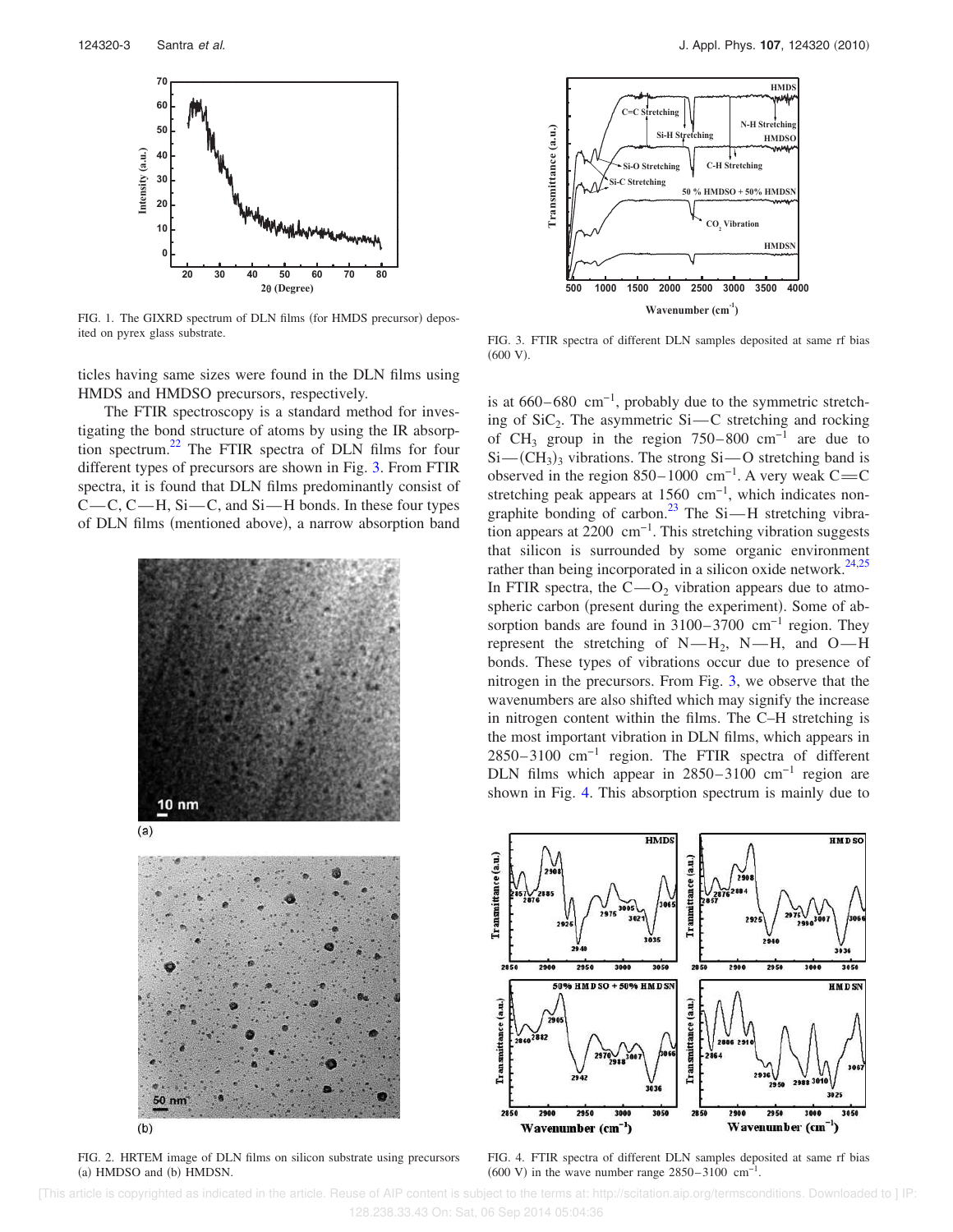FIG. 1. The GIXRD spectrum of DLN films (for HMDS precursor) deposited on pyrex glass substrate.

FIG. 2. HRTEM image of DLN films on silicon substrate using precursors (a) HMDSO and (b) HMDSN.

ticles having same sizes were found in the DLN films using HMDS and HMDSO precursors, respectively.

The FTIR spectroscopy is a standard method for investigating the bond structure of atoms by using the IR absorption spectrum.[22] The FTIR spectra of DLN films for four different types of precursors are shown in Fig. 3. From FTIR spectra, it is found that DLN films predominantly consist of C—C, C—H, Si—C, and Si—H bonds. In these four types of DLN films (mentioned above), a narrow absorption band is at 660–680 $cm^{-1}$, probably due to the symmetric stretching of $SiC_2$. The asymmetric Si—C stretching and rocking of $CH_3$ group in the region 750–800 $cm^{-1}$ are due to $Si—(CH_3)_3$ vibrations. The strong Si—O stretching band is observed in the region 850–1000 $cm^{-1}$. A very weak C=C stretching peak appears at 1560 $cm^{-1}$, which indicates nongraphite bonding of carbon.[23] The Si—H stretching vibration appears at 2200 $cm^{-1}$. This stretching vibration suggests that silicon is surrounded by some organic environment rather than being incorporated in a silicon oxide network.[24,25] In FTIR spectra, the $C—O_2$ vibration appears due to atmospheric carbon (present during the experiment). Some of absorption bands are found in 3100–3700 $cm^{-1}$ region. They represent the stretching of $N—H_2$, N—H, and O—H bonds. These types of vibrations occur due to presence of nitrogen in the precursors. From Fig. 3, we observe that the wavenumbers are also shifted which may signify the increase in nitrogen content within the films. The C–H stretching is the most important vibration in DLN films, which appears in 2850–3100 $cm^{-1}$ region. The FTIR spectra of different DLN films which appear in 2850–3100 $cm^{-1}$ region are shown in Fig. 4. This absorption spectrum is mainly due to

FIG. 3. FTIR spectra of different DLN samples deposited at same rf bias (600 V).

FIG. 4. FTIR spectra of different DLN samples deposited at same rf bias (600 V) in the wave number range 2850–3100 $cm^{-1}$.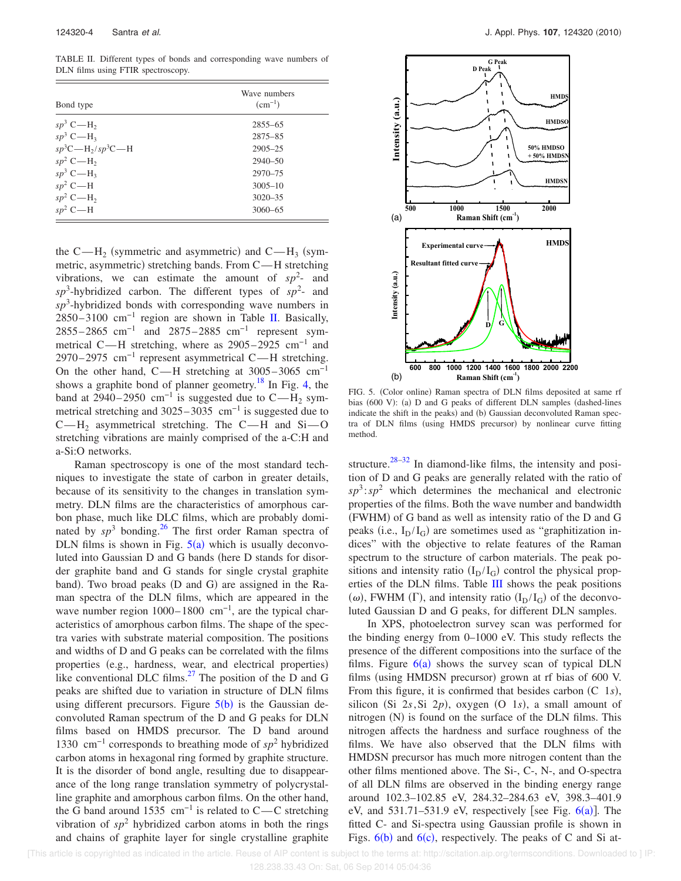TABLE II. Different types of bonds and corresponding wave numbers of DLN films using FTIR spectroscopy.

| Bond type | Wave numbers ($cm^{-1}$) |
|---|---|
| $sp^3$ C—$H_2$ | 2855–65 |
| $sp^3$ C—$H_3$ | 2875–85 |
| $sp^3$C—$H_2$/$sp^3$C—H | 2905–25 |
| $sp^2$ C—$H_2$ | 2940–50 |
| $sp^3$ C—$H_3$ | 2970–75 |
| $sp^2$ C—H | 3005–10 |
| $sp^2$ C—$H_2$ | 3020–35 |
| $sp^2$ C—H | 3060–65 |

the C—$H_2$ (symmetric and asymmetric) and C—$H_3$ (symmetric, asymmetric) stretching bands. From C—H stretching vibrations, we can estimate the amount of $sp^2$- and $sp^3$-hybridized carbon. The different types of $sp^2$- and $sp^3$-hybridized bonds with corresponding wave numbers in 2850–3100 $cm^{-1}$ region are shown in Table II. Basically, 2855–2865 $cm^{-1}$ and 2875–2885 $cm^{-1}$ represent symmetrical C—H stretching, where as 2905–2925 $cm^{-1}$ and 2970–2975 $cm^{-1}$ represent asymmetrical C—H stretching. On the other hand, C—H stretching at 3005–3065 $cm^{-1}$ shows a graphite bond of planner geometry.[18] In Fig. 4, the band at 2940–2950 $cm^{-1}$ is suggested due to C—$H_2$ symmetrical stretching and 3025–3035 $cm^{-1}$ is suggested due to C—$H_2$ asymmetrical stretching. The C—H and Si—O stretching vibrations are mainly comprised of the a-C:H and a-Si:O networks.

Raman spectroscopy is one of the most standard techniques to investigate the state of carbon in greater details, because of its sensitivity to the changes in translation symmetry. DLN films are the characteristics of amorphous carbon phase, much like DLC films, which are probably dominated by $sp^3$ bonding.[26] The first order Raman spectra of DLN films is shown in Fig. 5(a) which is usually deconvoluted into Gaussian D and G bands (here D stands for disorder graphite band and G stands for single crystal graphite band). Two broad peaks (D and G) are assigned in the Raman spectra of the DLN films, which are appeared in the wave number region 1000–1800 $cm^{-1}$, are the typical characteristics of amorphous carbon films. The shape of the spectra varies with substrate material composition. The positions and widths of D and G peaks can be correlated with the films properties (e.g., hardness, wear, and electrical properties) like conventional DLC films.[27] The position of the D and G peaks are shifted due to variation in structure of DLN films using different precursors. Figure 5(b) is the Gaussian deconvoluted Raman spectrum of the D and G peaks for DLN films based on HMDS precursor. The D band around 1330 $cm^{-1}$ corresponds to breathing mode of $sp^2$ hybridized carbon atoms in hexagonal ring formed by graphite structure. It is the disorder of bond angle, resulting due to disappearance of the long range translation symmetry of polycrystalline graphite and amorphous carbon films. On the other hand, the G band around 1535 $cm^{-1}$ is related to C—C stretching vibration of $sp^2$ hybridized carbon atoms in both the rings and chains of graphite layer for single crystalline graphite structure.[28–32] In diamond-like films, the intensity and position of D and G peaks are generally related with the ratio of $sp^3:sp^2$ which determines the mechanical and electronic properties of the films. Both the wave number and bandwidth (FWHM) of G band as well as intensity ratio of the D and G peaks (i.e., $I_D/I_G$) are sometimes used as "graphitization indices" with the objective to relate features of the Raman spectrum to the structure of carbon materials. The peak positions and intensity ratio ($I_D/I_G$) control the physical properties of the DLN films. Table III shows the peak positions ($\omega$), FWHM ($\Gamma$), and intensity ratio ($I_D/I_G$) of the deconvoluted Gaussian D and G peaks, for different DLN samples.

FIG. 5. (Color online) Raman spectra of DLN films deposited at same rf bias (600 V): (a) D and G peaks of different DLN samples (dashed-lines indicate the shift in the peaks) and (b) Gaussian deconvoluted Raman spectra of DLN films (using HMDS precursor) by nonlinear curve fitting method.

In XPS, photoelectron survey scan was performed for the binding energy from 0–1000 eV. This study reflects the presence of the different compositions into the surface of the films. Figure 6(a) shows the survey scan of typical DLN films (using HMDSN precursor) grown at rf bias of 600 V. From this figure, it is confirmed that besides carbon (C 1$s$), silicon (Si 2$s$, Si 2$p$), oxygen (O 1$s$), a small amount of nitrogen (N) is found on the surface of the DLN films. This nitrogen affects the hardness and surface roughness of the films. We have also observed that the DLN films with HMDSN precursor has much more nitrogen content than the other films mentioned above. The Si-, C-, N-, and O-spectra of all DLN films are observed in the binding energy range around 102.3–102.85 eV, 284.32–284.63 eV, 398.3–401.9 eV, and 531.71–531.9 eV, respectively [see Fig. 6(a)]. The fitted C- and Si-spectra using Gaussian profile is shown in Figs. 6(b) and 6(c), respectively. The peaks of C and Si at-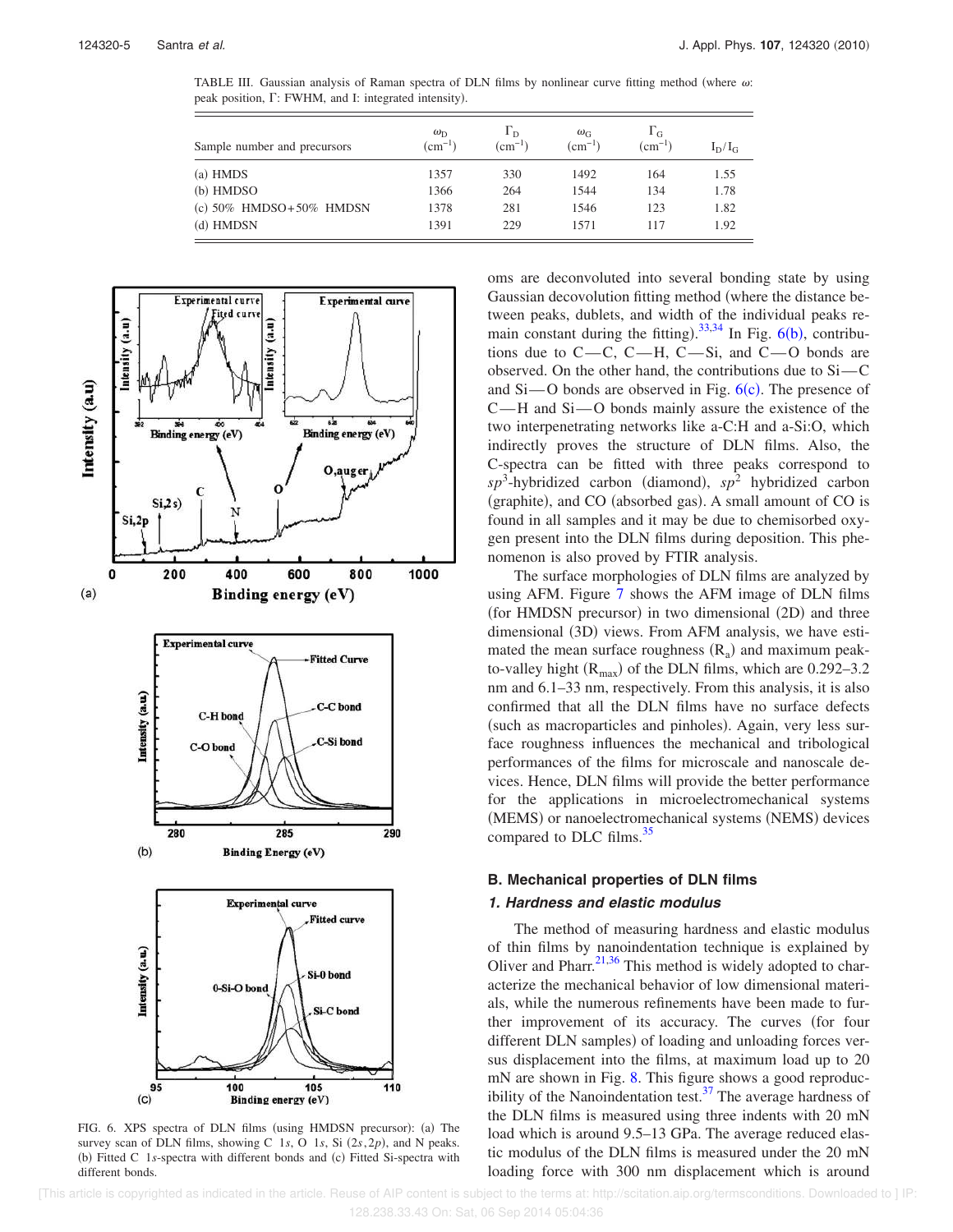TABLE III. Gaussian analysis of Raman spectra of DLN films by nonlinear curve fitting method (where $\omega$: peak position, $\Gamma$: FWHM, and I: integrated intensity).

| Sample number and precursors | $\omega_D$ ($cm^{-1}$) | $\Gamma_D$ ($cm^{-1}$) | $\omega_G$ ($cm^{-1}$) | $\Gamma_G$ ($cm^{-1}$) | $I_D/I_G$ |
|---|---|---|---|---|---|
| (a) HMDS | 1357 | 330 | 1492 | 164 | 1.55 |
| (b) HMDSO | 1366 | 264 | 1544 | 134 | 1.78 |
| (c) 50% HMDSO+50% HMDSN | 1378 | 281 | 1546 | 123 | 1.82 |
| (d) HMDSN | 1391 | 229 | 1571 | 117 | 1.92 |

FIG. 6. XPS spectra of DLN films (using HMDSN precursor): (a) The survey scan of DLN films, showing C 1*s*, O 1*s*, Si (2*s*,2*p*), and N peaks. (b) Fitted C 1*s*-spectra with different bonds and (c) Fitted Si-spectra with different bonds.

oms are deconvoluted into several bonding state by using Gaussian decovolution fitting method (where the distance between peaks, dublets, and width of the individual peaks remain constant during the fitting).[33,34] In Fig. 6(b), contributions due to C—C, C—H, C—Si, and C—O bonds are observed. On the other hand, the contributions due to Si—C and Si—O bonds are observed in Fig. 6(c). The presence of C—H and Si—O bonds mainly assure the existence of the two interpenetrating networks like a-C:H and a-Si:O, which indirectly proves the structure of DLN films. Also, the C-spectra can be fitted with three peaks correspond to $sp^3$-hybridized carbon (diamond), $sp^2$ hybridized carbon (graphite), and CO (absorbed gas). A small amount of CO is found in all samples and it may be due to chemisorbed oxygen present into the DLN films during deposition. This phenomenon is also proved by FTIR analysis.

The surface morphologies of DLN films are analyzed by using AFM. Figure 7 shows the AFM image of DLN films (for HMDSN precursor) in two dimensional (2D) and three dimensional (3D) views. From AFM analysis, we have estimated the mean surface roughness ($R_a$) and maximum peak-to-valley hight ($R_{max}$) of the DLN films, which are 0.292–3.2 nm and 6.1–33 nm, respectively. From this analysis, it is also confirmed that all the DLN films have no surface defects (such as macroparticles and pinholes). Again, very less surface roughness influences the mechanical and tribological performances of the films for microscale and nanoscale devices. Hence, DLN films will provide the better performance for the applications in microelectromechanical systems (MEMS) or nanoelectromechanical systems (NEMS) devices compared to DLC films.[35]

## B. Mechanical properties of DLN films

### *1. Hardness and elastic modulus*

The method of measuring hardness and elastic modulus of thin films by nanoindentation technique is explained by Oliver and Pharr.[21,36] This method is widely adopted to characterize the mechanical behavior of low dimensional materials, while the numerous refinements have been made to further improvement of its accuracy. The curves (for four different DLN samples) of loading and unloading forces versus displacement into the films, at maximum load up to 20 mN are shown in Fig. 8. This figure shows a good reproducibility of the Nanoindentation test.[37] The average hardness of the DLN films is measured using three indents with 20 mN load which is around 9.5–13 GPa. The average reduced elastic modulus of the DLN films is measured under the 20 mN loading force with 300 nm displacement which is around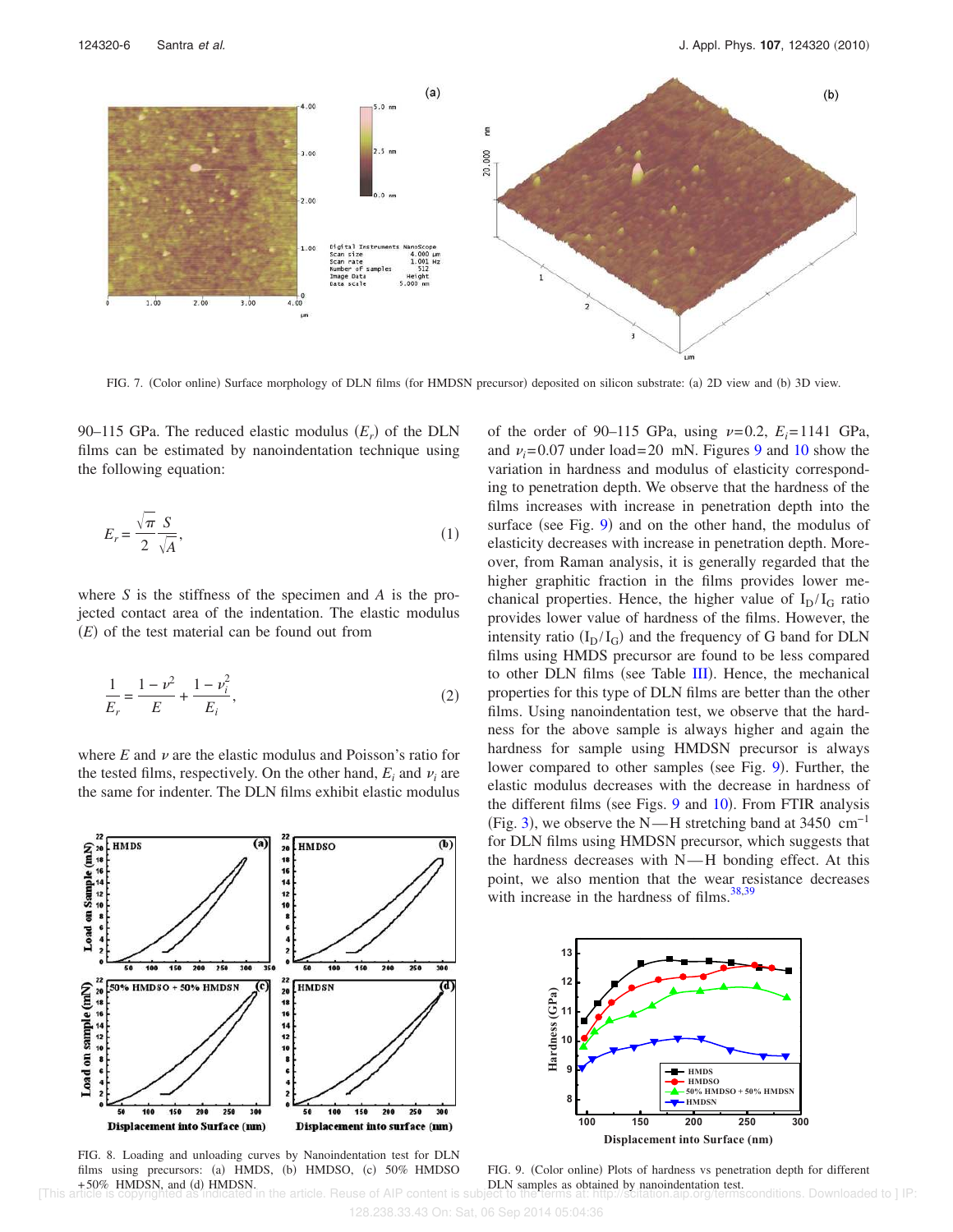FIG. 7. (Color online) Surface morphology of DLN films (for HMDSN precursor) deposited on silicon substrate: (a) 2D view and (b) 3D view.

90–115 GPa. The reduced elastic modulus ($E_r$) of the DLN films can be estimated by nanoindentation technique using the following equation:

$$E_r = \frac{\sqrt{\pi}}{2}\frac{S}{\sqrt{A}}, \tag{1}$$

where $S$ is the stiffness of the specimen and $A$ is the projected contact area of the indentation. The elastic modulus ($E$) of the test material can be found out from

$$\frac{1}{E_r} = \frac{1-\nu^2}{E} + \frac{1-\nu_i^2}{E_i}, \tag{2}$$

where $E$ and $\nu$ are the elastic modulus and Poisson's ratio for the tested films, respectively. On the other hand, $E_i$ and $\nu_i$ are the same for indenter. The DLN films exhibit elastic modulus of the order of 90–115 GPa, using $\nu=0.2$, $E_i=1141$ GPa, and $\nu_i=0.07$ under load=20 mN. Figures 9 and 10 show the variation in hardness and modulus of elasticity corresponding to penetration depth. We observe that the hardness of the films increases with increase in penetration depth into the surface (see Fig. 9) and on the other hand, the modulus of elasticity decreases with increase in penetration depth. Moreover, from Raman analysis, it is generally regarded that the higher graphitic fraction in the films provides lower mechanical properties. Hence, the higher value of $I_D/I_G$ ratio provides lower value of hardness of the films. However, the intensity ratio ($I_D/I_G$) and the frequency of G band for DLN films using HMDS precursor are found to be less compared to other DLN films (see Table III). Hence, the mechanical properties for this type of DLN films are better than the other films. Using nanoindentation test, we observe that the hardness for the above sample is always higher and again the hardness for sample using HMDSN precursor is always lower compared to other samples (see Fig. 9). Further, the elastic modulus decreases with the decrease in hardness of the different films (see Figs. 9 and 10). From FTIR analysis (Fig. 3), we observe the N—H stretching band at 3450 $cm^{-1}$ for DLN films using HMDSN precursor, which suggests that the hardness decreases with N—H bonding effect. At this point, we also mention that the wear resistance decreases with increase in the hardness of films.[38,39]

FIG. 8. Loading and unloading curves by Nanoindentation test for DLN films using precursors: (a) HMDS, (b) HMDSO, (c) 50% HMDSO +50% HMDSN, and (d) HMDSN.

FIG. 9. (Color online) Plots of hardness vs penetration depth for different DLN samples as obtained by nanoindentation test.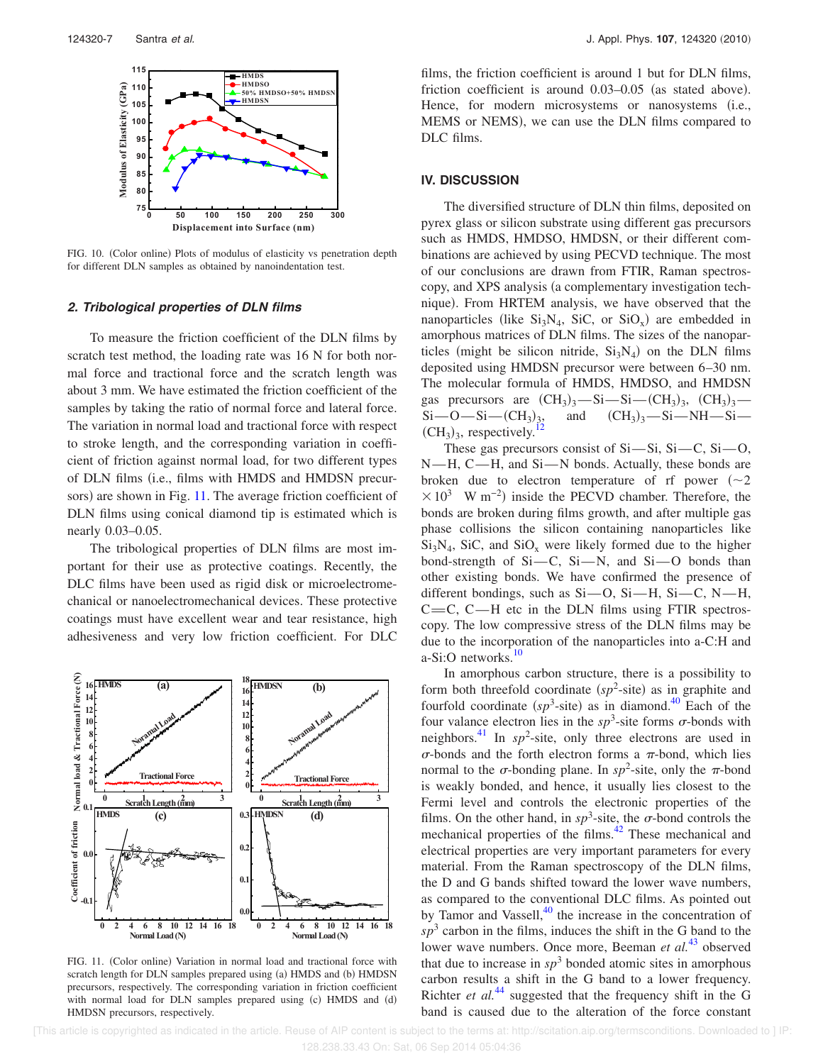FIG. 10. (Color online) Plots of modulus of elasticity vs penetration depth for different DLN samples as obtained by nanoindentation test.

### 2. Tribological properties of DLN films

To measure the friction coefficient of the DLN films by scratch test method, the loading rate was 16 N for both normal force and tractional force and the scratch length was about 3 mm. We have estimated the friction coefficient of the samples by taking the ratio of normal force and lateral force. The variation in normal load and tractional force with respect to stroke length, and the corresponding variation in coefficient of friction against normal load, for two different types of DLN films (i.e., films with HMDS and HMDSN precursors) are shown in Fig. 11. The average friction coefficient of DLN films using conical diamond tip is estimated which is nearly 0.03–0.05.

The tribological properties of DLN films are most important for their use as protective coatings. Recently, the DLC films have been used as rigid disk or microelectromechanical or nanoelectromechanical devices. These protective coatings must have excellent wear and tear resistance, high adhesiveness and very low friction coefficient. For DLC films, the friction coefficient is around 1 but for DLN films, friction coefficient is around 0.03–0.05 (as stated above). Hence, for modern microsystems or nanosystems (i.e., MEMS or NEMS), we can use the DLN films compared to DLC films.

FIG. 11. (Color online) Variation in normal load and tractional force with scratch length for DLN samples prepared using (a) HMDS and (b) HMDSN precursors, respectively. The corresponding variation in friction coefficient with normal load for DLN samples prepared using (c) HMDS and (d) HMDSN precursors, respectively.

## IV. DISCUSSION

The diversified structure of DLN thin films, deposited on pyrex glass or silicon substrate using different gas precursors such as HMDS, HMDSO, HMDSN, or their different combinations are achieved by using PECVD technique. The most of our conclusions are drawn from FTIR, Raman spectroscopy, and XPS analysis (a complementary investigation technique). From HRTEM analysis, we have observed that the nanoparticles (like $Si_3N_4$, SiC, or $SiO_x$) are embedded in amorphous matrices of DLN films. The sizes of the nanoparticles (might be silicon nitride, $Si_3N_4$) on the DLN films deposited using HMDSN precursor were between 6–30 nm. The molecular formula of HMDS, HMDSO, and HMDSN gas precursors are $(CH_3)_3$—Si—Si—$(CH_3)_3$, $(CH_3)_3$—Si—O—Si—$(CH_3)_3$, and $(CH_3)_3$—Si—NH—Si—$(CH_3)_3$, respectively.[12]

These gas precursors consist of Si—Si, Si—C, Si—O, N—H, C—H, and Si—N bonds. Actually, these bonds are broken due to electron temperature of rf power ($\sim 2 \times 10^3$ W $m^{-2}$) inside the PECVD chamber. Therefore, the bonds are broken during films growth, and after multiple gas phase collisions the silicon containing nanoparticles like $Si_3N_4$, SiC, and $SiO_x$ were likely formed due to the higher bond-strength of Si—C, Si—N, and Si—O bonds than other existing bonds. We have confirmed the presence of different bondings, such as Si—O, Si—H, Si—C, N—H, C═C, C—H etc in the DLN films using FTIR spectroscopy. The low compressive stress of the DLN films may be due to the incorporation of the nanoparticles into a-C:H and a-Si:O networks.[10]

In amorphous carbon structure, there is a possibility to form both threefold coordinate ($sp^2$-site) as in graphite and fourfold coordinate ($sp^3$-site) as in diamond.[40] Each of the four valance electron lies in the $sp^3$-site forms $\sigma$-bonds with neighbors.[41] In $sp^2$-site, only three electrons are used in $\sigma$-bonds and the forth electron forms a $\pi$-bond, which lies normal to the $\sigma$-bonding plane. In $sp^2$-site, only the $\pi$-bond is weakly bonded, and hence, it usually lies closest to the Fermi level and controls the electronic properties of the films. On the other hand, in $sp^3$-site, the $\sigma$-bond controls the mechanical properties of the films.[42] These mechanical and electrical properties are very important parameters for every material. From the Raman spectroscopy of the DLN films, the D and G bands shifted toward the lower wave numbers, as compared to the conventional DLC films. As pointed out by Tamor and Vassell,[40] the increase in the concentration of $sp^3$ carbon in the films, induces the shift in the G band to the lower wave numbers. Once more, Beeman *et al.*[43] observed that due to increase in $sp^3$ bonded atomic sites in amorphous carbon results a shift in the G band to a lower frequency. Richter *et al.*[44] suggested that the frequency shift in the G band is caused due to the alteration of the force constant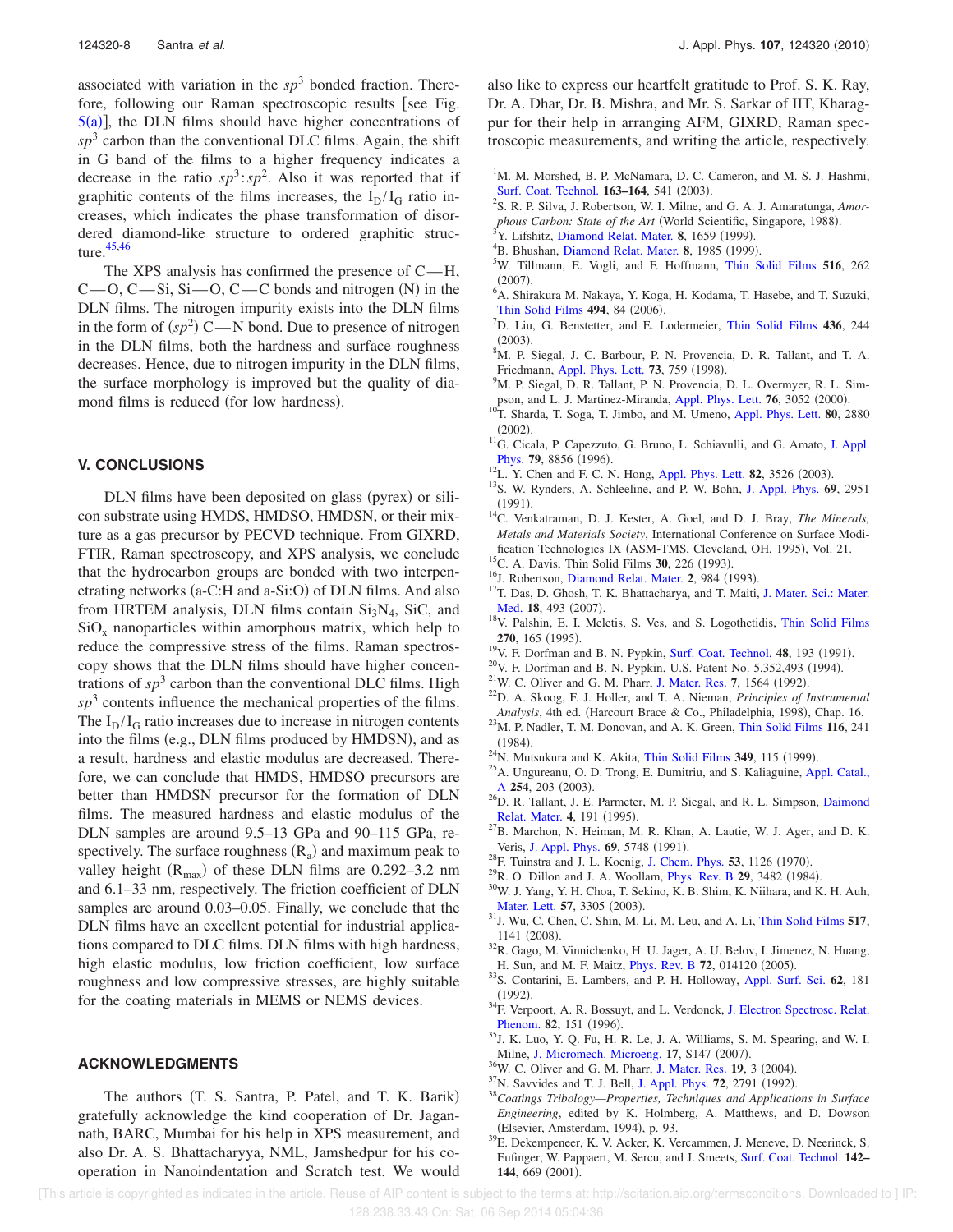associated with variation in the $sp^3$ bonded fraction. Therefore, following our Raman spectroscopic results [see Fig. 5(a)], the DLN films should have higher concentrations of $sp^3$ carbon than the conventional DLC films. Again, the shift in G band of the films to a higher frequency indicates a decrease in the ratio $sp^3$:$sp^2$. Also it was reported that if graphitic contents of the films increases, the $I_D/I_G$ ratio increases, which indicates the phase transformation of disordered diamond-like structure to ordered graphitic structure.[45,46]

The XPS analysis has confirmed the presence of C—H, C—O, C—Si, Si—O, C—C bonds and nitrogen (N) in the DLN films. The nitrogen impurity exists into the DLN films in the form of ($sp^2$) C—N bond. Due to presence of nitrogen in the DLN films, both the hardness and surface roughness decreases. Hence, due to nitrogen impurity in the DLN films, the surface morphology is improved but the quality of diamond films is reduced (for low hardness).

## V. CONCLUSIONS

DLN films have been deposited on glass (pyrex) or silicon substrate using HMDS, HMDSO, HMDSN, or their mixture as a gas precursor by PECVD technique. From GIXRD, FTIR, Raman spectroscopy, and XPS analysis, we conclude that the hydrocarbon groups are bonded with two interpenetrating networks (a-C:H and a-Si:O) of DLN films. And also from HRTEM analysis, DLN films contain $Si_3N_4$, SiC, and $SiO_x$ nanoparticles within amorphous matrix, which help to reduce the compressive stress of the films. Raman spectroscopy shows that the DLN films should have higher concentrations of $sp^3$ carbon than the conventional DLC films. High $sp^3$ contents influence the mechanical properties of the films. The $I_D/I_G$ ratio increases due to increase in nitrogen contents into the films (e.g., DLN films produced by HMDSN), and as a result, hardness and elastic modulus are decreased. Therefore, we can conclude that HMDS, HMDSO precursors are better than HMDSN precursor for the formation of DLN films. The measured hardness and elastic modulus of the DLN samples are around 9.5–13 GPa and 90–115 GPa, respectively. The surface roughness ($R_a$) and maximum peak to valley height ($R_{max}$) of these DLN films are 0.292–3.2 nm and 6.1–33 nm, respectively. The friction coefficient of DLN samples are around 0.03–0.05. Finally, we conclude that the DLN films have an excellent potential for industrial applications compared to DLC films. DLN films with high hardness, high elastic modulus, low friction coefficient, low surface roughness and low compressive stresses, are highly suitable for the coating materials in MEMS or NEMS devices.

## ACKNOWLEDGMENTS

The authors (T. S. Santra, P. Patel, and T. K. Barik) gratefully acknowledge the kind cooperation of Dr. Jagannath, BARC, Mumbai for his help in XPS measurement, and also Dr. A. S. Bhattacharyya, NML, Jamshedpur for his cooperation in Nanoindentation and Scratch test. We would also like to express our heartfelt gratitude to Prof. S. K. Ray, Dr. A. Dhar, Dr. B. Mishra, and Mr. S. Sarkar of IIT, Kharagpur for their help in arranging AFM, GIXRD, Raman spectroscopic measurements, and writing the article, respectively.

[1] M. M. Morshed, B. P. McNamara, D. C. Cameron, and M. S. J. Hashmi, Surf. Coat. Technol. **163–164**, 541 (2003).

[2] S. R. P. Silva, J. Robertson, W. I. Milne, and G. A. J. Amaratunga, *Amorphous Carbon: State of the Art* (World Scientific, Singapore, 1988).

[3] Y. Lifshitz, Diamond Relat. Mater. **8**, 1659 (1999).

[4] B. Bhushan, Diamond Relat. Mater. **8**, 1985 (1999).

[5] W. Tillmann, E. Vogli, and F. Hoffmann, Thin Solid Films **516**, 262 (2007).

[6] A. Shirakura M. Nakaya, Y. Koga, H. Kodama, T. Hasebe, and T. Suzuki, Thin Solid Films **494**, 84 (2006).

[7] D. Liu, G. Benstetter, and E. Lodermeier, Thin Solid Films **436**, 244 (2003).

[8] M. P. Siegal, J. C. Barbour, P. N. Provencia, D. R. Tallant, and T. A. Friedmann, Appl. Phys. Lett. **73**, 759 (1998).

[9] M. P. Siegal, D. R. Tallant, P. N. Provencia, D. L. Overmyer, R. L. Simpson, and L. J. Martinez-Miranda, Appl. Phys. Lett. **76**, 3052 (2000).

[10] T. Sharda, T. Soga, T. Jimbo, and M. Umeno, Appl. Phys. Lett. **80**, 2880 (2002).

[11] G. Cicala, P. Capezzuto, G. Bruno, L. Schiavulli, and G. Amato, J. Appl. Phys. **79**, 8856 (1996).

[12] L. Y. Chen and F. C. N. Hong, Appl. Phys. Lett. **82**, 3526 (2003).

[13] S. W. Rynders, A. Schleeline, and P. W. Bohn, J. Appl. Phys. **69**, 2951 (1991).

[14] C. Venkatraman, D. J. Kester, A. Goel, and D. J. Bray, *The Minerals, Metals and Materials Society*, International Conference on Surface Modification Technologies IX (ASM-TMS, Cleveland, OH, 1995), Vol. 21.

[15] C. A. Davis, Thin Solid Films **30**, 226 (1993).

[16] J. Robertson, Diamond Relat. Mater. **2**, 984 (1993).

[17] T. Das, D. Ghosh, T. K. Bhattacharya, and T. Maiti, J. Mater. Sci.: Mater. Med. **18**, 493 (2007).

[18] V. Palshin, E. I. Meletis, S. Ves, and S. Logothetidis, Thin Solid Films **270**, 165 (1995).

[19] V. F. Dorfman and B. N. Pypkin, Surf. Coat. Technol. **48**, 193 (1991).

[20] V. F. Dorfman and B. N. Pypkin, U.S. Patent No. 5,352,493 (1994).

[21] W. C. Oliver and G. M. Pharr, J. Mater. Res. **7**, 1564 (1992).

[22] D. A. Skoog, F. J. Holler, and T. A. Nieman, *Principles of Instrumental Analysis*, 4th ed. (Harcourt Brace & Co., Philadelphia, 1998), Chap. 16.

[23] M. P. Nadler, T. M. Donovan, and A. K. Green, Thin Solid Films **116**, 241 (1984).

[24] N. Mutsukura and K. Akita, Thin Solid Films **349**, 115 (1999).

[25] A. Ungureanu, D. Trong, E. Dumitriu, and S. Kaliaguine, Appl. Catal., A **254**, 203 (2003).

[26] D. R. Tallant, J. E. Parmeter, M. P. Siegal, and R. L. Simpson, Daimond Relat. Mater. **4**, 191 (1995).

[27] B. Marchon, N. Heiman, M. R. Khan, A. Lautie, J. W. Ager, and D. K. Veris, J. Appl. Phys. **69**, 5748 (1991).

[28] F. Tuinstra and J. L. Koenig, J. Chem. Phys. **53**, 1126 (1970).

[29] R. O. Dillon and J. A. Woollam, Phys. Rev. B **29**, 3482 (1984).

[30] W. J. Yang, Y. H. Choa, T. Sekino, K. B. Shim, K. Niihara, and K. H. Auh, Mater. Lett. **57**, 3305 (2003).

[31] J. Wu, C. Chen, C. Shin, M. Li, M. Leu, and A. Li, Thin Solid Films **517**, 1141 (2008).

[32] R. Gago, M. Vinnichenko, H. U. Jager, A. U. Belov, I. Jimenez, N. Huang, H. Sun, and M. F. Maitz, Phys. Rev. B **72**, 014120 (2005).

[33] S. Contarini, E. Lambers, and P. H. Holloway, Appl. Surf. Sci. **62**, 181 (1992).

[34] F. Verpoort, A. R. Bossuyt, and L. Verdonck, J. Electron Spectrosc. Relat. Phenom. **82**, 151 (1996).

[35] J. K. Luo, Y. Q. Fu, H. R. Le, J. A. Williams, S. M. Spearing, and W. I. Milne, J. Micromech. Microeng. **17**, S147 (2007).

[36] W. C. Oliver and G. M. Pharr, J. Mater. Res. **19**, 3 (2004).

[37] N. Savvides and T. J. Bell, J. Appl. Phys. **72**, 2791 (1992).

[38] *Coatings Tribology—Properties, Techniques and Applications in Surface Engineering*, edited by K. Holmberg, A. Matthews, and D. Dowson (Elsevier, Amsterdam, 1994), p. 93.

[39] E. Dekempeneer, K. V. Acker, K. Vercammen, J. Meneve, D. Neerinck, S. Eufinger, W. Pappaert, M. Sercu, and J. Smeets, Surf. Coat. Technol. **142–144**, 669 (2001).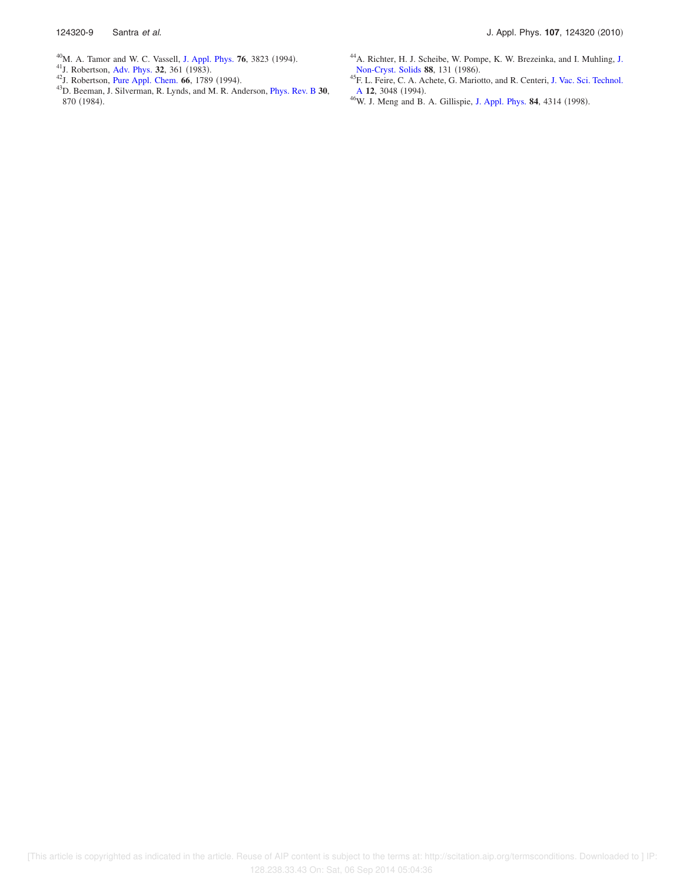[40] M. A. Tamor and W. C. Vassell, J. Appl. Phys. **76**, 3823 (1994).

[41] J. Robertson, Adv. Phys. **32**, 361 (1983).

[42] J. Robertson, Pure Appl. Chem. **66**, 1789 (1994).

[43] D. Beeman, J. Silverman, R. Lynds, and M. R. Anderson, Phys. Rev. B **30**, 870 (1984).

[44] A. Richter, H. J. Scheibe, W. Pompe, K. W. Brezeinka, and I. Muhling, J. Non-Cryst. Solids **88**, 131 (1986).

[45] F. L. Feire, C. A. Achete, G. Mariotto, and R. Centeri, J. Vac. Sci. Technol. A **12**, 3048 (1994).

[46] W. J. Meng and B. A. Gillispie, J. Appl. Phys. **84**, 4314 (1998).